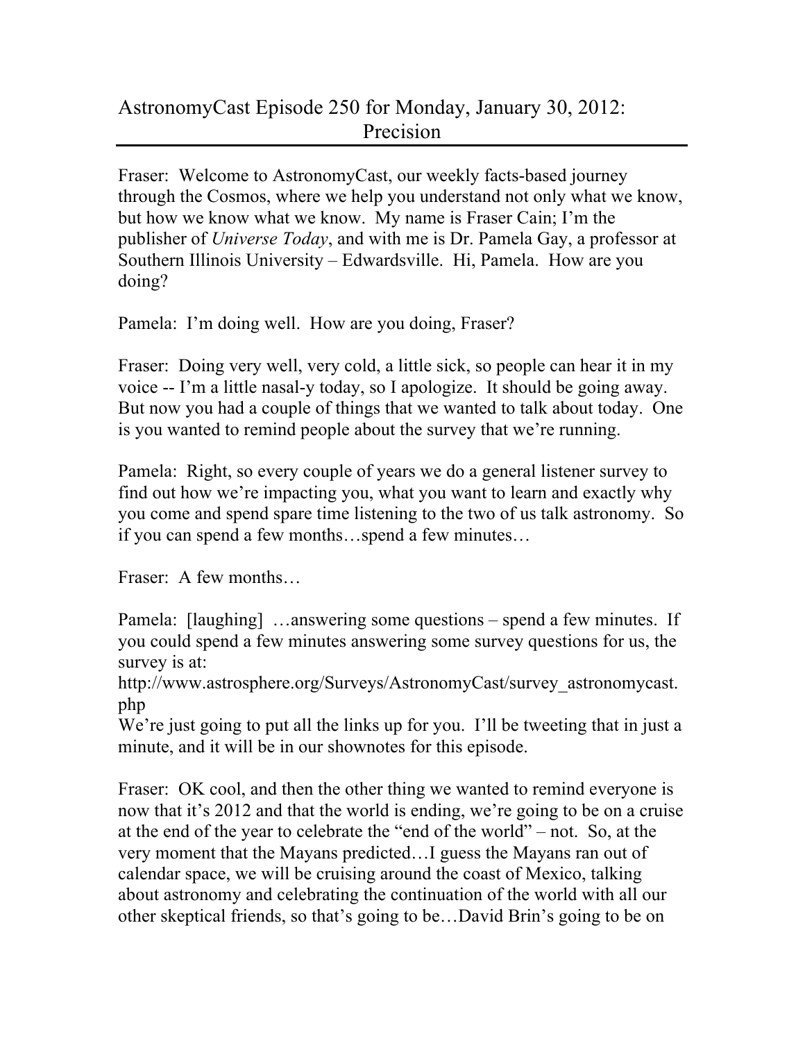# AstronomyCast Episode 250 for Monday, January 30, 2012: Precision

Fraser: Welcome to AstronomyCast, our weekly facts-based journey through the Cosmos, where we help you understand not only what we know, but how we know what we know. My name is Fraser Cain; I'm the publisher of *Universe Today*, and with me is Dr. Pamela Gay, a professor at Southern Illinois University – Edwardsville. Hi, Pamela. How are you doing?

Pamela: I'm doing well. How are you doing, Fraser?

Fraser: Doing very well, very cold, a little sick, so people can hear it in my voice -- I'm a little nasal-y today, so I apologize. It should be going away. But now you had a couple of things that we wanted to talk about today. One is you wanted to remind people about the survey that we're running.

Pamela: Right, so every couple of years we do a general listener survey to find out how we're impacting you, what you want to learn and exactly why you come and spend spare time listening to the two of us talk astronomy. So if you can spend a few months…spend a few minutes…

Fraser: A few months…

Pamela: [laughing] …answering some questions – spend a few minutes. If you could spend a few minutes answering some survey questions for us, the survey is at:
http://www.astrosphere.org/Surveys/AstronomyCast/survey_astronomycast.php
We're just going to put all the links up for you. I'll be tweeting that in just a minute, and it will be in our shownotes for this episode.

Fraser: OK cool, and then the other thing we wanted to remind everyone is now that it's 2012 and that the world is ending, we're going to be on a cruise at the end of the year to celebrate the "end of the world" – not. So, at the very moment that the Mayans predicted…I guess the Mayans ran out of calendar space, we will be cruising around the coast of Mexico, talking about astronomy and celebrating the continuation of the world with all our other skeptical friends, so that's going to be…David Brin's going to be on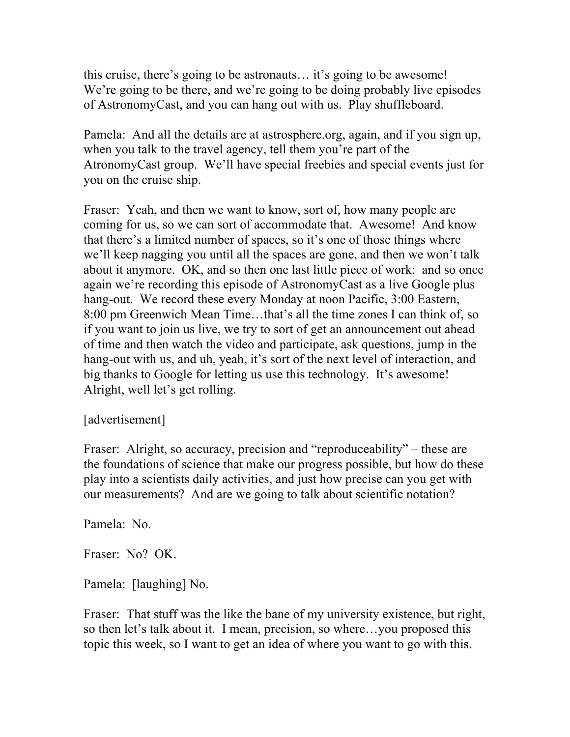this cruise, there's going to be astronauts… it's going to be awesome! We're going to be there, and we're going to be doing probably live episodes of AstronomyCast, and you can hang out with us. Play shuffleboard.

Pamela: And all the details are at astrosphere.org, again, and if you sign up, when you talk to the travel agency, tell them you're part of the AtronomyCast group. We'll have special freebies and special events just for you on the cruise ship.

Fraser: Yeah, and then we want to know, sort of, how many people are coming for us, so we can sort of accommodate that. Awesome! And know that there's a limited number of spaces, so it's one of those things where we'll keep nagging you until all the spaces are gone, and then we won't talk about it anymore. OK, and so then one last little piece of work: and so once again we're recording this episode of AstronomyCast as a live Google plus hang-out. We record these every Monday at noon Pacific, 3:00 Eastern, 8:00 pm Greenwich Mean Time…that's all the time zones I can think of, so if you want to join us live, we try to sort of get an announcement out ahead of time and then watch the video and participate, ask questions, jump in the hang-out with us, and uh, yeah, it's sort of the next level of interaction, and big thanks to Google for letting us use this technology. It's awesome! Alright, well let's get rolling.

[advertisement]

Fraser: Alright, so accuracy, precision and "reproduceability" – these are the foundations of science that make our progress possible, but how do these play into a scientists daily activities, and just how precise can you get with our measurements? And are we going to talk about scientific notation?

Pamela: No.

Fraser: No? OK.

Pamela: [laughing] No.

Fraser: That stuff was the like the bane of my university existence, but right, so then let's talk about it. I mean, precision, so where…you proposed this topic this week, so I want to get an idea of where you want to go with this.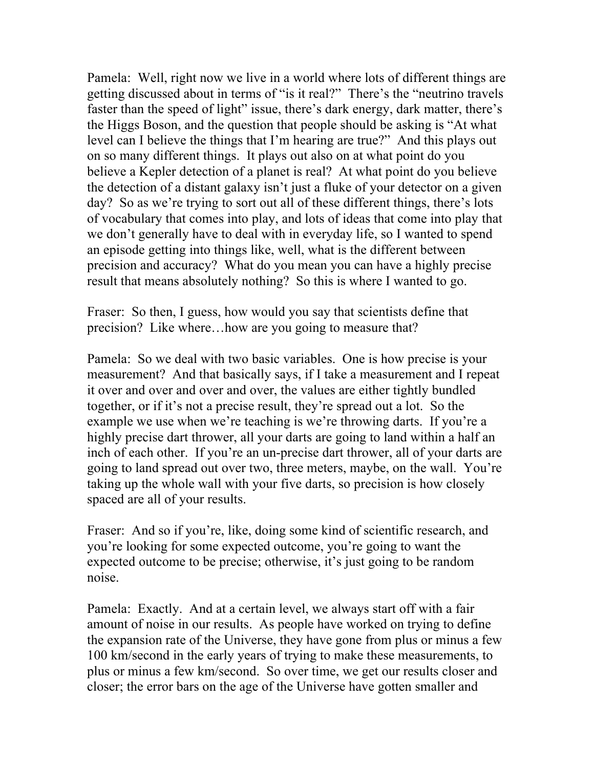Pamela: Well, right now we live in a world where lots of different things are getting discussed about in terms of "is it real?" There's the "neutrino travels faster than the speed of light" issue, there's dark energy, dark matter, there's the Higgs Boson, and the question that people should be asking is "At what level can I believe the things that I'm hearing are true?" And this plays out on so many different things. It plays out also on at what point do you believe a Kepler detection of a planet is real? At what point do you believe the detection of a distant galaxy isn't just a fluke of your detector on a given day? So as we're trying to sort out all of these different things, there's lots of vocabulary that comes into play, and lots of ideas that come into play that we don't generally have to deal with in everyday life, so I wanted to spend an episode getting into things like, well, what is the different between precision and accuracy? What do you mean you can have a highly precise result that means absolutely nothing? So this is where I wanted to go.

Fraser: So then, I guess, how would you say that scientists define that precision? Like where…how are you going to measure that?

Pamela: So we deal with two basic variables. One is how precise is your measurement? And that basically says, if I take a measurement and I repeat it over and over and over and over, the values are either tightly bundled together, or if it's not a precise result, they're spread out a lot. So the example we use when we're teaching is we're throwing darts. If you're a highly precise dart thrower, all your darts are going to land within a half an inch of each other. If you're an un-precise dart thrower, all of your darts are going to land spread out over two, three meters, maybe, on the wall. You're taking up the whole wall with your five darts, so precision is how closely spaced are all of your results.

Fraser: And so if you're, like, doing some kind of scientific research, and you're looking for some expected outcome, you're going to want the expected outcome to be precise; otherwise, it's just going to be random noise.

Pamela: Exactly. And at a certain level, we always start off with a fair amount of noise in our results. As people have worked on trying to define the expansion rate of the Universe, they have gone from plus or minus a few 100 km/second in the early years of trying to make these measurements, to plus or minus a few km/second. So over time, we get our results closer and closer; the error bars on the age of the Universe have gotten smaller and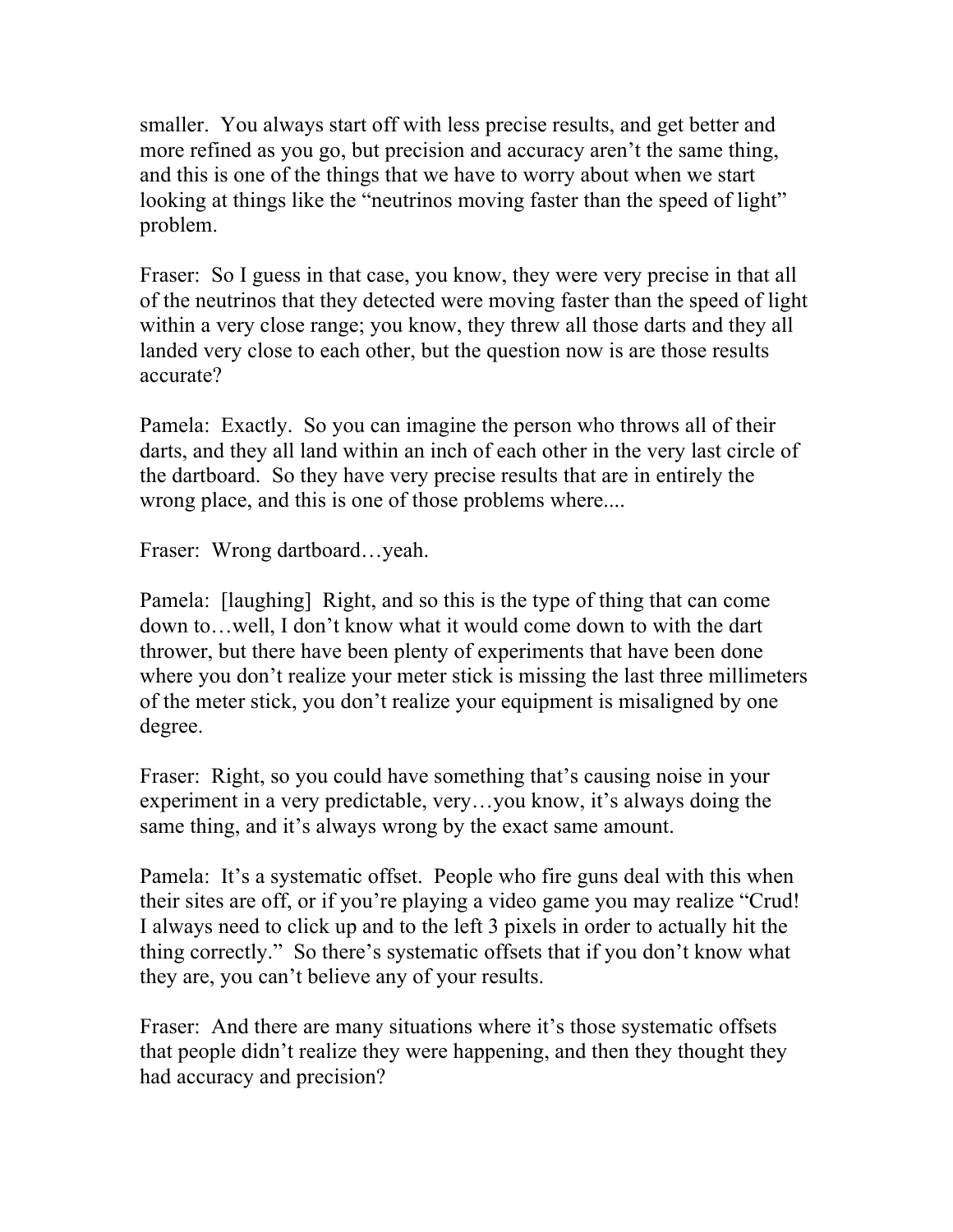smaller. You always start off with less precise results, and get better and more refined as you go, but precision and accuracy aren't the same thing, and this is one of the things that we have to worry about when we start looking at things like the "neutrinos moving faster than the speed of light" problem.

Fraser: So I guess in that case, you know, they were very precise in that all of the neutrinos that they detected were moving faster than the speed of light within a very close range; you know, they threw all those darts and they all landed very close to each other, but the question now is are those results accurate?

Pamela: Exactly. So you can imagine the person who throws all of their darts, and they all land within an inch of each other in the very last circle of the dartboard. So they have very precise results that are in entirely the wrong place, and this is one of those problems where....

Fraser: Wrong dartboard…yeah.

Pamela: [laughing] Right, and so this is the type of thing that can come down to…well, I don't know what it would come down to with the dart thrower, but there have been plenty of experiments that have been done where you don't realize your meter stick is missing the last three millimeters of the meter stick, you don't realize your equipment is misaligned by one degree.

Fraser: Right, so you could have something that's causing noise in your experiment in a very predictable, very…you know, it's always doing the same thing, and it's always wrong by the exact same amount.

Pamela: It's a systematic offset. People who fire guns deal with this when their sites are off, or if you're playing a video game you may realize "Crud! I always need to click up and to the left 3 pixels in order to actually hit the thing correctly." So there's systematic offsets that if you don't know what they are, you can't believe any of your results.

Fraser: And there are many situations where it's those systematic offsets that people didn't realize they were happening, and then they thought they had accuracy and precision?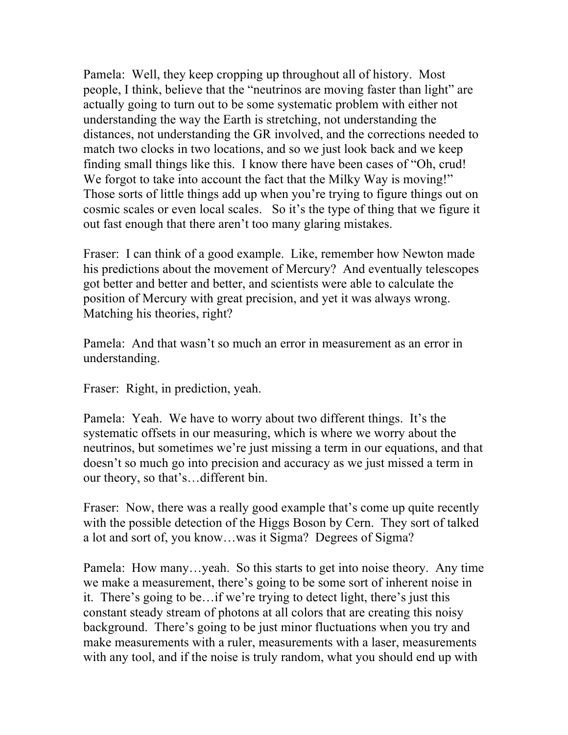Pamela: Well, they keep cropping up throughout all of history. Most people, I think, believe that the "neutrinos are moving faster than light" are actually going to turn out to be some systematic problem with either not understanding the way the Earth is stretching, not understanding the distances, not understanding the GR involved, and the corrections needed to match two clocks in two locations, and so we just look back and we keep finding small things like this. I know there have been cases of "Oh, crud! We forgot to take into account the fact that the Milky Way is moving!" Those sorts of little things add up when you're trying to figure things out on cosmic scales or even local scales. So it's the type of thing that we figure it out fast enough that there aren't too many glaring mistakes.

Fraser: I can think of a good example. Like, remember how Newton made his predictions about the movement of Mercury? And eventually telescopes got better and better and better, and scientists were able to calculate the position of Mercury with great precision, and yet it was always wrong. Matching his theories, right?

Pamela: And that wasn't so much an error in measurement as an error in understanding.

Fraser: Right, in prediction, yeah.

Pamela: Yeah. We have to worry about two different things. It's the systematic offsets in our measuring, which is where we worry about the neutrinos, but sometimes we're just missing a term in our equations, and that doesn't so much go into precision and accuracy as we just missed a term in our theory, so that's…different bin.

Fraser: Now, there was a really good example that's come up quite recently with the possible detection of the Higgs Boson by Cern. They sort of talked a lot and sort of, you know…was it Sigma? Degrees of Sigma?

Pamela: How many…yeah. So this starts to get into noise theory. Any time we make a measurement, there's going to be some sort of inherent noise in it. There's going to be…if we're trying to detect light, there's just this constant steady stream of photons at all colors that are creating this noisy background. There's going to be just minor fluctuations when you try and make measurements with a ruler, measurements with a laser, measurements with any tool, and if the noise is truly random, what you should end up with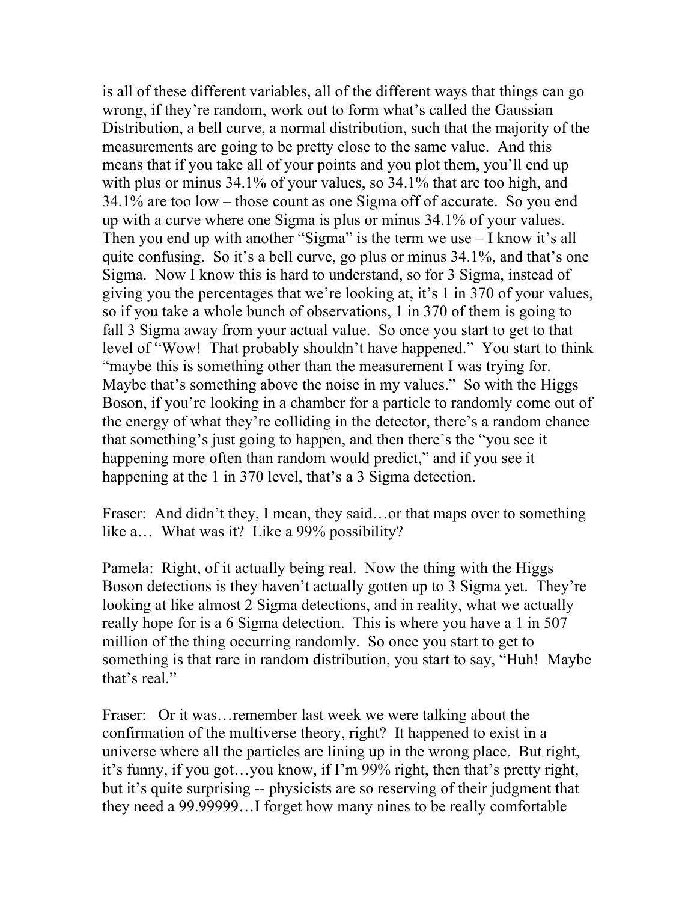is all of these different variables, all of the different ways that things can go wrong, if they're random, work out to form what's called the Gaussian Distribution, a bell curve, a normal distribution, such that the majority of the measurements are going to be pretty close to the same value. And this means that if you take all of your points and you plot them, you'll end up with plus or minus 34.1% of your values, so 34.1% that are too high, and 34.1% are too low – those count as one Sigma off of accurate. So you end up with a curve where one Sigma is plus or minus 34.1% of your values. Then you end up with another "Sigma" is the term we use – I know it's all quite confusing. So it's a bell curve, go plus or minus 34.1%, and that's one Sigma. Now I know this is hard to understand, so for 3 Sigma, instead of giving you the percentages that we're looking at, it's 1 in 370 of your values, so if you take a whole bunch of observations, 1 in 370 of them is going to fall 3 Sigma away from your actual value. So once you start to get to that level of "Wow! That probably shouldn't have happened." You start to think "maybe this is something other than the measurement I was trying for. Maybe that's something above the noise in my values." So with the Higgs Boson, if you're looking in a chamber for a particle to randomly come out of the energy of what they're colliding in the detector, there's a random chance that something's just going to happen, and then there's the "you see it happening more often than random would predict," and if you see it happening at the 1 in 370 level, that's a 3 Sigma detection.

Fraser: And didn't they, I mean, they said…or that maps over to something like a… What was it? Like a 99% possibility?

Pamela: Right, of it actually being real. Now the thing with the Higgs Boson detections is they haven't actually gotten up to 3 Sigma yet. They're looking at like almost 2 Sigma detections, and in reality, what we actually really hope for is a 6 Sigma detection. This is where you have a 1 in 507 million of the thing occurring randomly. So once you start to get to something is that rare in random distribution, you start to say, "Huh! Maybe that's real."

Fraser: Or it was…remember last week we were talking about the confirmation of the multiverse theory, right? It happened to exist in a universe where all the particles are lining up in the wrong place. But right, it's funny, if you got…you know, if I'm 99% right, then that's pretty right, but it's quite surprising -- physicists are so reserving of their judgment that they need a 99.99999…I forget how many nines to be really comfortable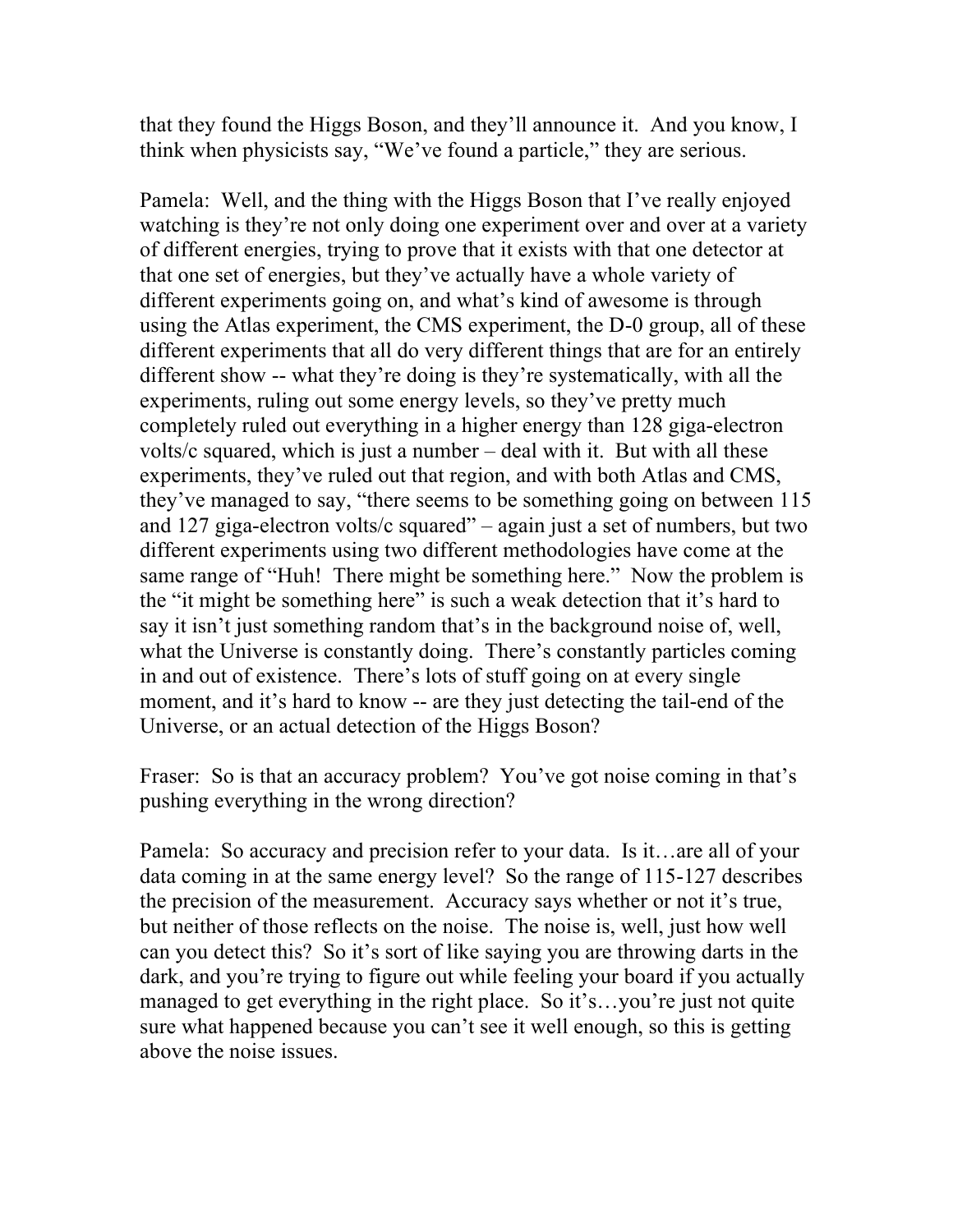that they found the Higgs Boson, and they'll announce it. And you know, I think when physicists say, "We've found a particle," they are serious.

Pamela: Well, and the thing with the Higgs Boson that I've really enjoyed watching is they're not only doing one experiment over and over at a variety of different energies, trying to prove that it exists with that one detector at that one set of energies, but they've actually have a whole variety of different experiments going on, and what's kind of awesome is through using the Atlas experiment, the CMS experiment, the D-0 group, all of these different experiments that all do very different things that are for an entirely different show -- what they're doing is they're systematically, with all the experiments, ruling out some energy levels, so they've pretty much completely ruled out everything in a higher energy than 128 giga-electron volts/c squared, which is just a number – deal with it. But with all these experiments, they've ruled out that region, and with both Atlas and CMS, they've managed to say, "there seems to be something going on between 115 and 127 giga-electron volts/c squared" – again just a set of numbers, but two different experiments using two different methodologies have come at the same range of "Huh! There might be something here." Now the problem is the "it might be something here" is such a weak detection that it's hard to say it isn't just something random that's in the background noise of, well, what the Universe is constantly doing. There's constantly particles coming in and out of existence. There's lots of stuff going on at every single moment, and it's hard to know -- are they just detecting the tail-end of the Universe, or an actual detection of the Higgs Boson?

Fraser: So is that an accuracy problem? You've got noise coming in that's pushing everything in the wrong direction?

Pamela: So accuracy and precision refer to your data. Is it…are all of your data coming in at the same energy level? So the range of 115-127 describes the precision of the measurement. Accuracy says whether or not it's true, but neither of those reflects on the noise. The noise is, well, just how well can you detect this? So it's sort of like saying you are throwing darts in the dark, and you're trying to figure out while feeling your board if you actually managed to get everything in the right place. So it's…you're just not quite sure what happened because you can't see it well enough, so this is getting above the noise issues.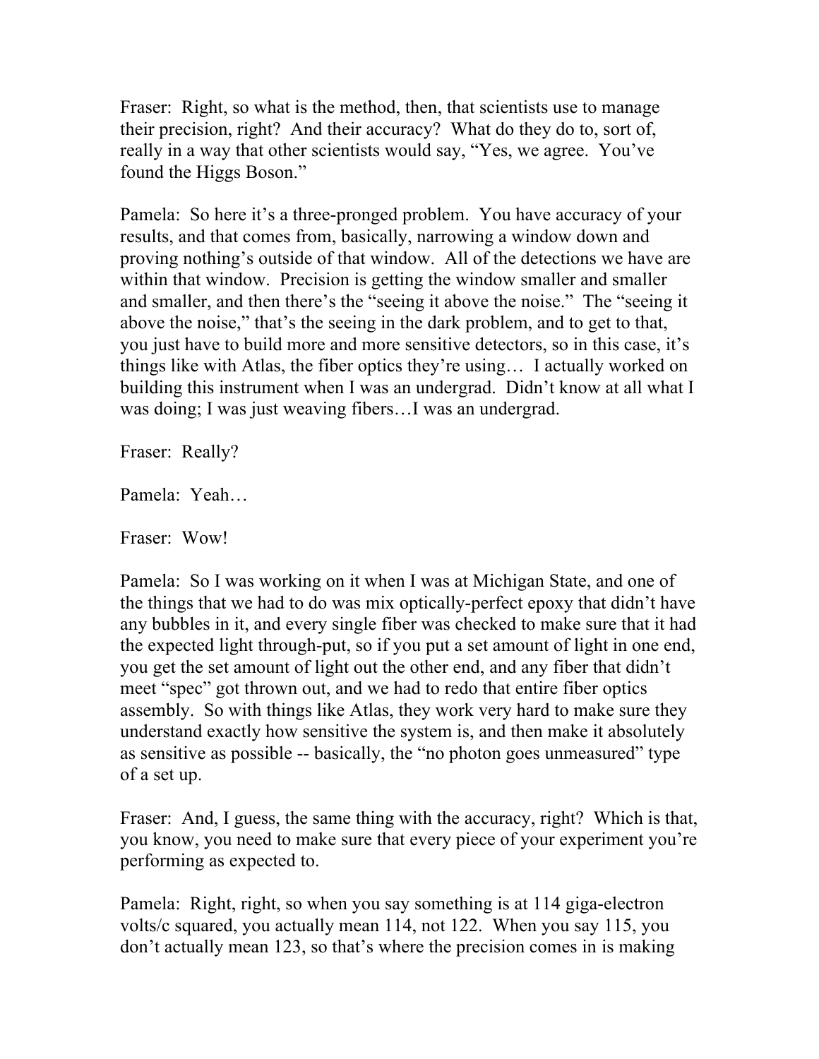Fraser: Right, so what is the method, then, that scientists use to manage their precision, right? And their accuracy? What do they do to, sort of, really in a way that other scientists would say, "Yes, we agree. You've found the Higgs Boson."

Pamela: So here it's a three-pronged problem. You have accuracy of your results, and that comes from, basically, narrowing a window down and proving nothing's outside of that window. All of the detections we have are within that window. Precision is getting the window smaller and smaller and smaller, and then there's the "seeing it above the noise." The "seeing it above the noise," that's the seeing in the dark problem, and to get to that, you just have to build more and more sensitive detectors, so in this case, it's things like with Atlas, the fiber optics they're using… I actually worked on building this instrument when I was an undergrad. Didn't know at all what I was doing; I was just weaving fibers…I was an undergrad.

Fraser: Really?

Pamela: Yeah…

Fraser: Wow!

Pamela: So I was working on it when I was at Michigan State, and one of the things that we had to do was mix optically-perfect epoxy that didn't have any bubbles in it, and every single fiber was checked to make sure that it had the expected light through-put, so if you put a set amount of light in one end, you get the set amount of light out the other end, and any fiber that didn't meet "spec" got thrown out, and we had to redo that entire fiber optics assembly. So with things like Atlas, they work very hard to make sure they understand exactly how sensitive the system is, and then make it absolutely as sensitive as possible -- basically, the "no photon goes unmeasured" type of a set up.

Fraser: And, I guess, the same thing with the accuracy, right? Which is that, you know, you need to make sure that every piece of your experiment you're performing as expected to.

Pamela: Right, right, so when you say something is at 114 giga-electron volts/c squared, you actually mean 114, not 122. When you say 115, you don't actually mean 123, so that's where the precision comes in is making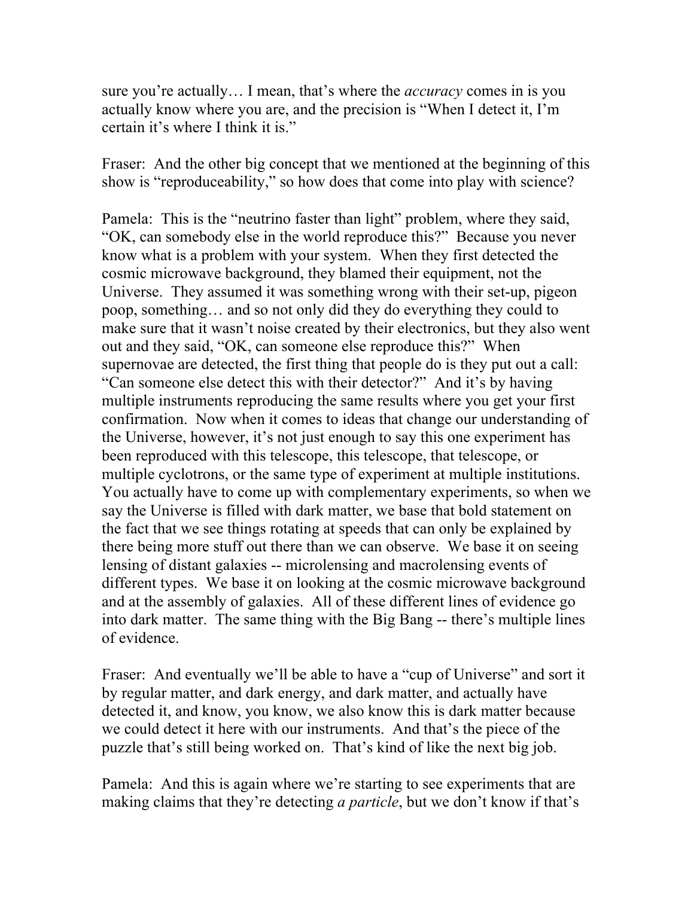sure you're actually… I mean, that's where the *accuracy* comes in is you actually know where you are, and the precision is "When I detect it, I'm certain it's where I think it is."

Fraser: And the other big concept that we mentioned at the beginning of this show is "reproduceability," so how does that come into play with science?

Pamela: This is the "neutrino faster than light" problem, where they said, "OK, can somebody else in the world reproduce this?" Because you never know what is a problem with your system. When they first detected the cosmic microwave background, they blamed their equipment, not the Universe. They assumed it was something wrong with their set-up, pigeon poop, something… and so not only did they do everything they could to make sure that it wasn't noise created by their electronics, but they also went out and they said, "OK, can someone else reproduce this?" When supernovae are detected, the first thing that people do is they put out a call: "Can someone else detect this with their detector?" And it's by having multiple instruments reproducing the same results where you get your first confirmation. Now when it comes to ideas that change our understanding of the Universe, however, it's not just enough to say this one experiment has been reproduced with this telescope, this telescope, that telescope, or multiple cyclotrons, or the same type of experiment at multiple institutions. You actually have to come up with complementary experiments, so when we say the Universe is filled with dark matter, we base that bold statement on the fact that we see things rotating at speeds that can only be explained by there being more stuff out there than we can observe. We base it on seeing lensing of distant galaxies -- microlensing and macrolensing events of different types. We base it on looking at the cosmic microwave background and at the assembly of galaxies. All of these different lines of evidence go into dark matter. The same thing with the Big Bang -- there's multiple lines of evidence.

Fraser: And eventually we'll be able to have a "cup of Universe" and sort it by regular matter, and dark energy, and dark matter, and actually have detected it, and know, you know, we also know this is dark matter because we could detect it here with our instruments. And that's the piece of the puzzle that's still being worked on. That's kind of like the next big job.

Pamela: And this is again where we're starting to see experiments that are making claims that they're detecting *a particle*, but we don't know if that's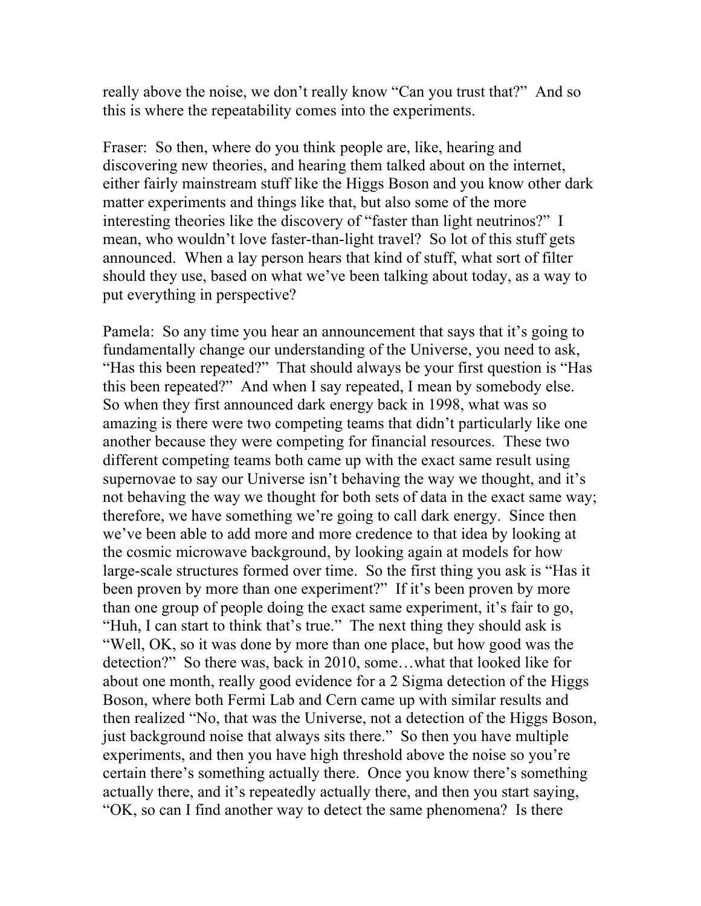really above the noise, we don't really know "Can you trust that?" And so this is where the repeatability comes into the experiments.

Fraser: So then, where do you think people are, like, hearing and discovering new theories, and hearing them talked about on the internet, either fairly mainstream stuff like the Higgs Boson and you know other dark matter experiments and things like that, but also some of the more interesting theories like the discovery of "faster than light neutrinos?" I mean, who wouldn't love faster-than-light travel? So lot of this stuff gets announced. When a lay person hears that kind of stuff, what sort of filter should they use, based on what we've been talking about today, as a way to put everything in perspective?

Pamela: So any time you hear an announcement that says that it's going to fundamentally change our understanding of the Universe, you need to ask, "Has this been repeated?" That should always be your first question is "Has this been repeated?" And when I say repeated, I mean by somebody else. So when they first announced dark energy back in 1998, what was so amazing is there were two competing teams that didn't particularly like one another because they were competing for financial resources. These two different competing teams both came up with the exact same result using supernovae to say our Universe isn't behaving the way we thought, and it's not behaving the way we thought for both sets of data in the exact same way; therefore, we have something we're going to call dark energy. Since then we've been able to add more and more credence to that idea by looking at the cosmic microwave background, by looking again at models for how large-scale structures formed over time. So the first thing you ask is "Has it been proven by more than one experiment?" If it's been proven by more than one group of people doing the exact same experiment, it's fair to go, "Huh, I can start to think that's true." The next thing they should ask is "Well, OK, so it was done by more than one place, but how good was the detection?" So there was, back in 2010, some…what that looked like for about one month, really good evidence for a 2 Sigma detection of the Higgs Boson, where both Fermi Lab and Cern came up with similar results and then realized "No, that was the Universe, not a detection of the Higgs Boson, just background noise that always sits there." So then you have multiple experiments, and then you have high threshold above the noise so you're certain there's something actually there. Once you know there's something actually there, and it's repeatedly actually there, and then you start saying, "OK, so can I find another way to detect the same phenomena? Is there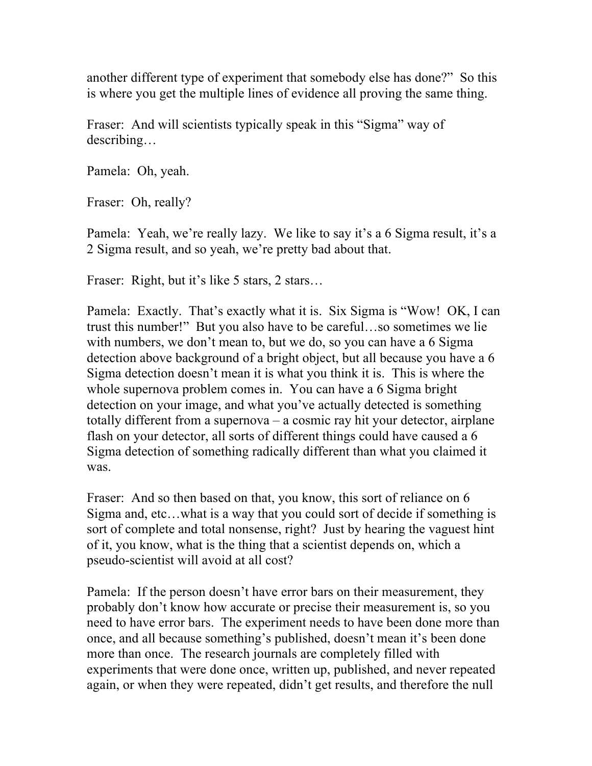another different type of experiment that somebody else has done?" So this is where you get the multiple lines of evidence all proving the same thing.

Fraser: And will scientists typically speak in this "Sigma" way of describing…

Pamela: Oh, yeah.

Fraser: Oh, really?

Pamela: Yeah, we're really lazy. We like to say it's a 6 Sigma result, it's a 2 Sigma result, and so yeah, we're pretty bad about that.

Fraser: Right, but it's like 5 stars, 2 stars…

Pamela: Exactly. That's exactly what it is. Six Sigma is "Wow! OK, I can trust this number!" But you also have to be careful…so sometimes we lie with numbers, we don't mean to, but we do, so you can have a 6 Sigma detection above background of a bright object, but all because you have a 6 Sigma detection doesn't mean it is what you think it is. This is where the whole supernova problem comes in. You can have a 6 Sigma bright detection on your image, and what you've actually detected is something totally different from a supernova – a cosmic ray hit your detector, airplane flash on your detector, all sorts of different things could have caused a 6 Sigma detection of something radically different than what you claimed it was.

Fraser: And so then based on that, you know, this sort of reliance on 6 Sigma and, etc…what is a way that you could sort of decide if something is sort of complete and total nonsense, right? Just by hearing the vaguest hint of it, you know, what is the thing that a scientist depends on, which a pseudo-scientist will avoid at all cost?

Pamela: If the person doesn't have error bars on their measurement, they probably don't know how accurate or precise their measurement is, so you need to have error bars. The experiment needs to have been done more than once, and all because something's published, doesn't mean it's been done more than once. The research journals are completely filled with experiments that were done once, written up, published, and never repeated again, or when they were repeated, didn't get results, and therefore the null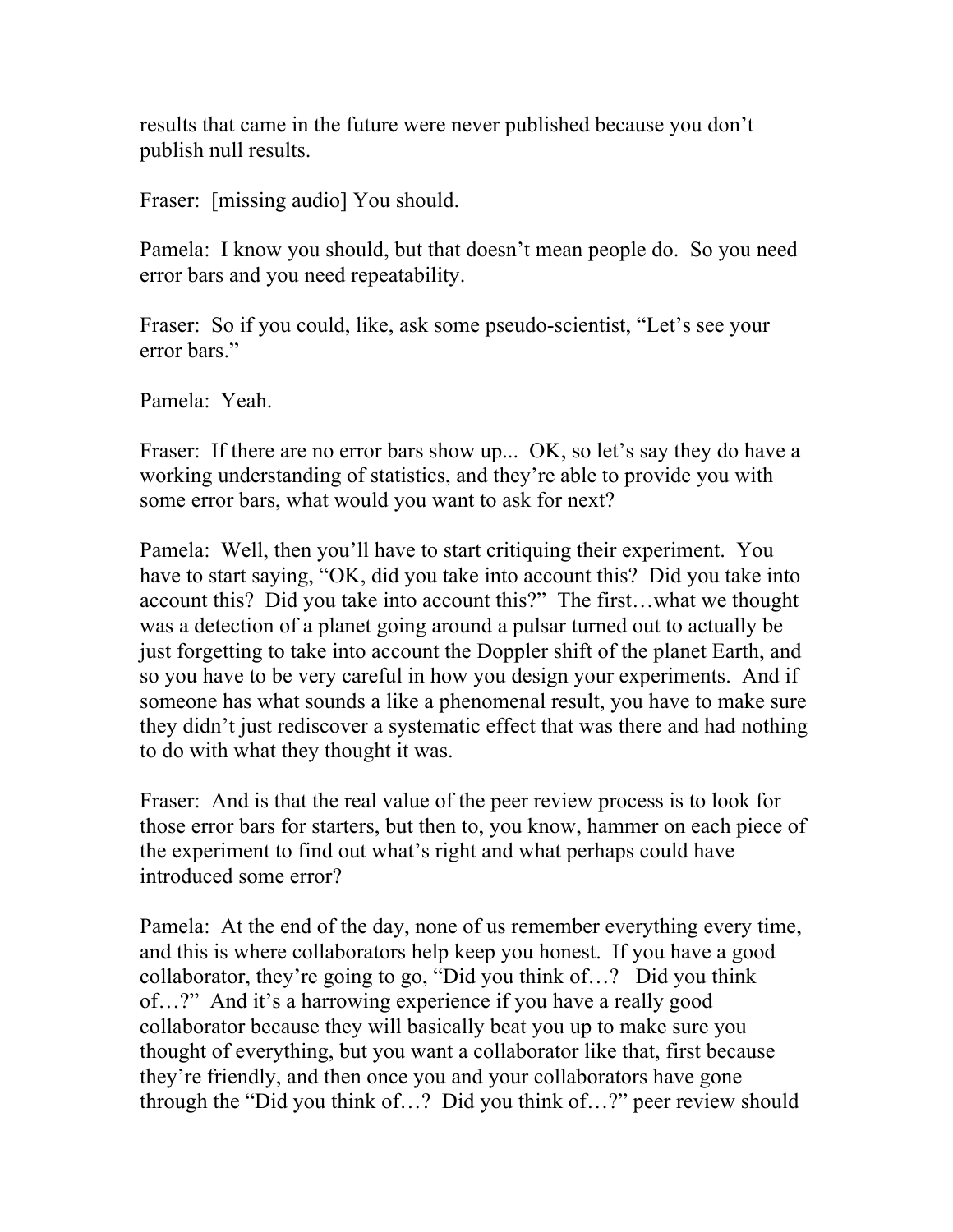results that came in the future were never published because you don't publish null results.

Fraser: [missing audio] You should.

Pamela: I know you should, but that doesn't mean people do. So you need error bars and you need repeatability.

Fraser: So if you could, like, ask some pseudo-scientist, "Let's see your error bars."

Pamela: Yeah.

Fraser: If there are no error bars show up... OK, so let's say they do have a working understanding of statistics, and they're able to provide you with some error bars, what would you want to ask for next?

Pamela: Well, then you'll have to start critiquing their experiment. You have to start saying, "OK, did you take into account this? Did you take into account this? Did you take into account this?" The first…what we thought was a detection of a planet going around a pulsar turned out to actually be just forgetting to take into account the Doppler shift of the planet Earth, and so you have to be very careful in how you design your experiments. And if someone has what sounds a like a phenomenal result, you have to make sure they didn't just rediscover a systematic effect that was there and had nothing to do with what they thought it was.

Fraser: And is that the real value of the peer review process is to look for those error bars for starters, but then to, you know, hammer on each piece of the experiment to find out what's right and what perhaps could have introduced some error?

Pamela: At the end of the day, none of us remember everything every time, and this is where collaborators help keep you honest. If you have a good collaborator, they're going to go, "Did you think of…? Did you think of…?" And it's a harrowing experience if you have a really good collaborator because they will basically beat you up to make sure you thought of everything, but you want a collaborator like that, first because they're friendly, and then once you and your collaborators have gone through the "Did you think of…? Did you think of…?" peer review should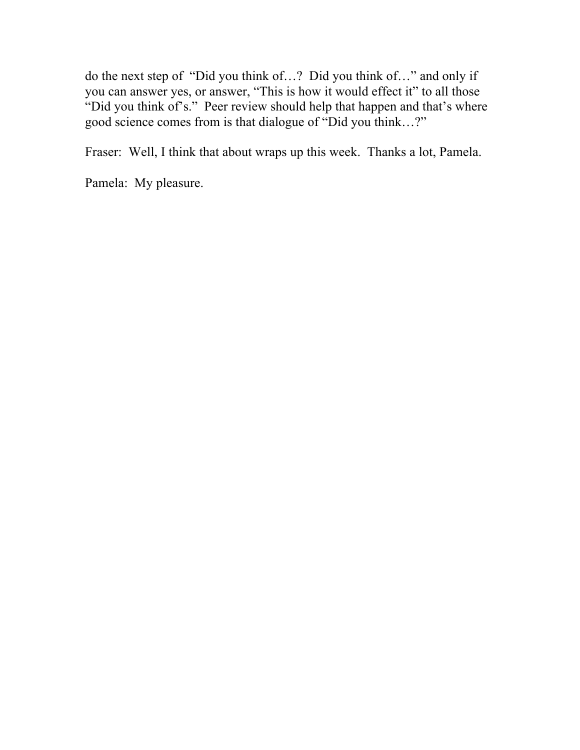do the next step of "Did you think of…? Did you think of…" and only if you can answer yes, or answer, "This is how it would effect it" to all those "Did you think of's." Peer review should help that happen and that's where good science comes from is that dialogue of "Did you think…?"

Fraser: Well, I think that about wraps up this week. Thanks a lot, Pamela.

Pamela: My pleasure.